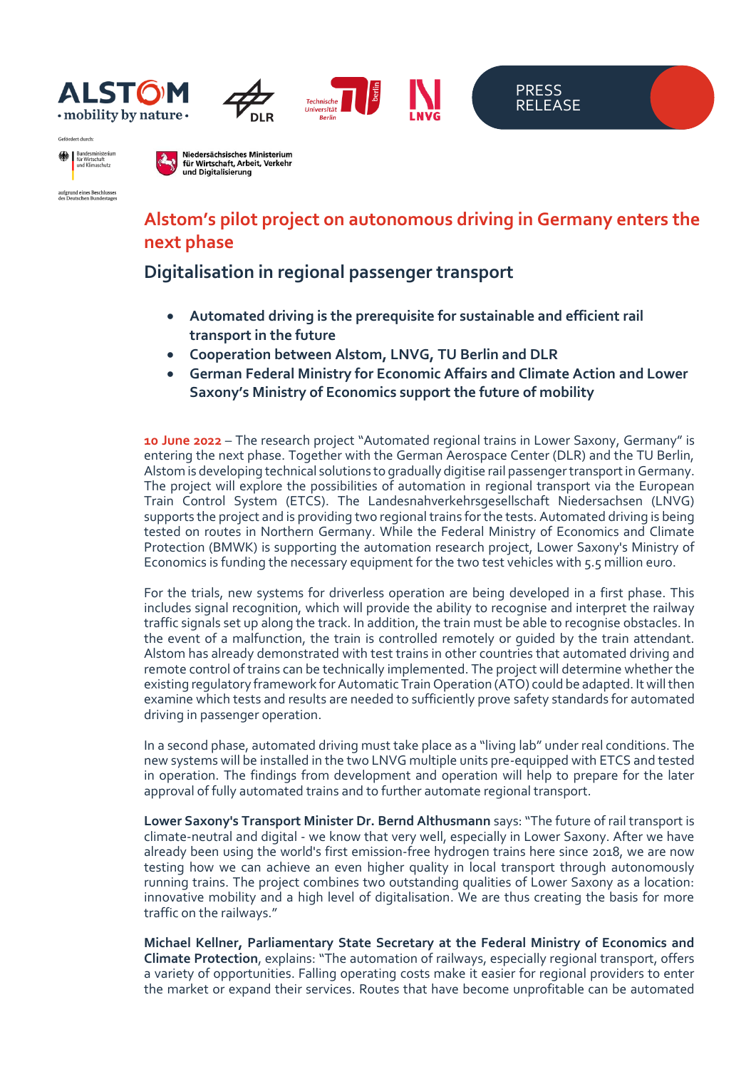PRESS RELEASE

Gefördert durch:

Bundesministerium für Wirtschaft und Klimaschutz

aufgrund eines Beschlusses des Deutschen Bundestages

Niedersächsisches Ministerium für Wirtschaft, Arbeit, Verkehr und Digitalisierung

# Alstom's pilot project on autonomous driving in Germany enters the next phase

## Digitalisation in regional passenger transport

- **Automated driving is the prerequisite for sustainable and efficient rail transport in the future**
- **Cooperation between Alstom, LNVG, TU Berlin and DLR**
- **German Federal Ministry for Economic Affairs and Climate Action and Lower Saxony's Ministry of Economics support the future of mobility**

**10 June 2022** – The research project "Automated regional trains in Lower Saxony, Germany" is entering the next phase. Together with the German Aerospace Center (DLR) and the TU Berlin, Alstom is developing technical solutions to gradually digitise rail passenger transport in Germany. The project will explore the possibilities of automation in regional transport via the European Train Control System (ETCS). The Landesnahverkehrsgesellschaft Niedersachsen (LNVG) supports the project and is providing two regional trains for the tests. Automated driving is being tested on routes in Northern Germany. While the Federal Ministry of Economics and Climate Protection (BMWK) is supporting the automation research project, Lower Saxony's Ministry of Economics is funding the necessary equipment for the two test vehicles with 5.5 million euro.

For the trials, new systems for driverless operation are being developed in a first phase. This includes signal recognition, which will provide the ability to recognise and interpret the railway traffic signals set up along the track. In addition, the train must be able to recognise obstacles. In the event of a malfunction, the train is controlled remotely or guided by the train attendant. Alstom has already demonstrated with test trains in other countries that automated driving and remote control of trains can be technically implemented. The project will determine whether the existing regulatory framework for Automatic Train Operation (ATO) could be adapted. It will then examine which tests and results are needed to sufficiently prove safety standards for automated driving in passenger operation.

In a second phase, automated driving must take place as a "living lab" under real conditions. The new systems will be installed in the two LNVG multiple units pre-equipped with ETCS and tested in operation. The findings from development and operation will help to prepare for the later approval of fully automated trains and to further automate regional transport.

**Lower Saxony's Transport Minister Dr. Bernd Althusmann** says: "The future of rail transport is climate-neutral and digital - we know that very well, especially in Lower Saxony. After we have already been using the world's first emission-free hydrogen trains here since 2018, we are now testing how we can achieve an even higher quality in local transport through autonomously running trains. The project combines two outstanding qualities of Lower Saxony as a location: innovative mobility and a high level of digitalisation. We are thus creating the basis for more traffic on the railways."

**Michael Kellner, Parliamentary State Secretary at the Federal Ministry of Economics and Climate Protection**, explains: "The automation of railways, especially regional transport, offers a variety of opportunities. Falling operating costs make it easier for regional providers to enter the market or expand their services. Routes that have become unprofitable can be automated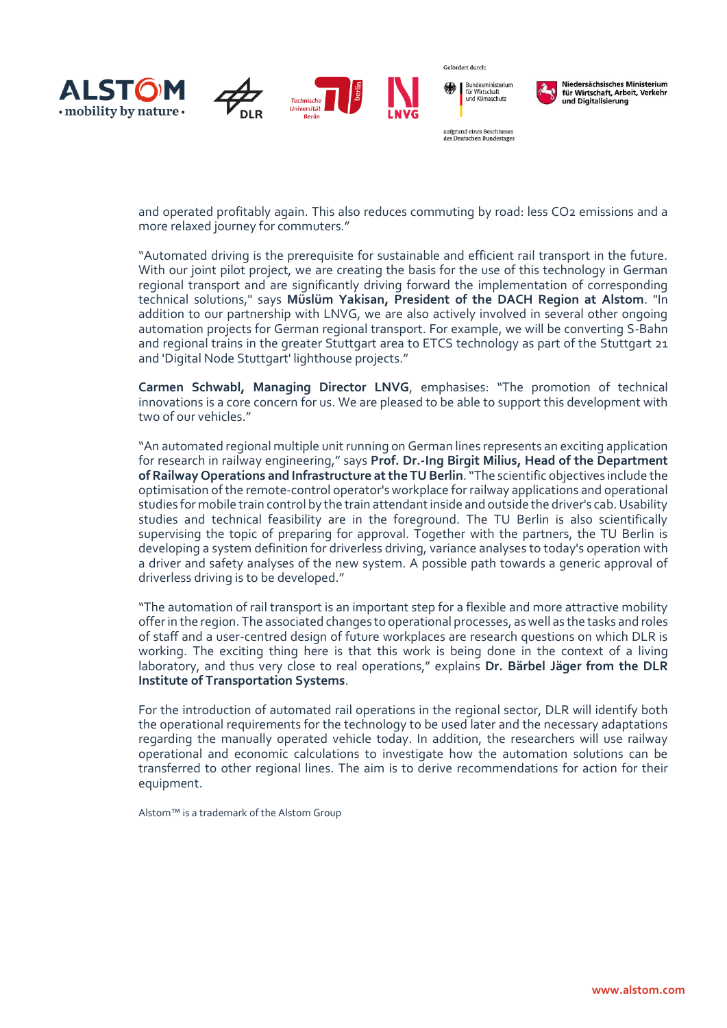and operated profitably again. This also reduces commuting by road: less $CO_2$ emissions and a more relaxed journey for commuters."

"Automated driving is the prerequisite for sustainable and efficient rail transport in the future. With our joint pilot project, we are creating the basis for the use of this technology in German regional transport and are significantly driving forward the implementation of corresponding technical solutions," says **Müslüm Yakisan, President of the DACH Region at Alstom**. "In addition to our partnership with LNVG, we are also actively involved in several other ongoing automation projects for German regional transport. For example, we will be converting S-Bahn and regional trains in the greater Stuttgart area to ETCS technology as part of the Stuttgart 21 and 'Digital Node Stuttgart' lighthouse projects."

**Carmen Schwabl, Managing Director LNVG**, emphasises: "The promotion of technical innovations is a core concern for us. We are pleased to be able to support this development with two of our vehicles."

"An automated regional multiple unit running on German lines represents an exciting application for research in railway engineering," says **Prof. Dr.-Ing Birgit Milius, Head of the Department of Railway Operations and Infrastructure at the TU Berlin**. "The scientific objectives include the optimisation of the remote-control operator's workplace for railway applications and operational studies for mobile train control by the train attendant inside and outside the driver's cab. Usability studies and technical feasibility are in the foreground. The TU Berlin is also scientifically supervising the topic of preparing for approval. Together with the partners, the TU Berlin is developing a system definition for driverless driving, variance analyses to today's operation with a driver and safety analyses of the new system. A possible path towards a generic approval of driverless driving is to be developed."

"The automation of rail transport is an important step for a flexible and more attractive mobility offer in the region. The associated changes to operational processes, as well as the tasks and roles of staff and a user-centred design of future workplaces are research questions on which DLR is working. The exciting thing here is that this work is being done in the context of a living laboratory, and thus very close to real operations," explains **Dr. Bärbel Jäger from the DLR Institute of Transportation Systems**.

For the introduction of automated rail operations in the regional sector, DLR will identify both the operational requirements for the technology to be used later and the necessary adaptations regarding the manually operated vehicle today. In addition, the researchers will use railway operational and economic calculations to investigate how the automation solutions can be transferred to other regional lines. The aim is to derive recommendations for action for their equipment.

Alstom™ is a trademark of the Alstom Group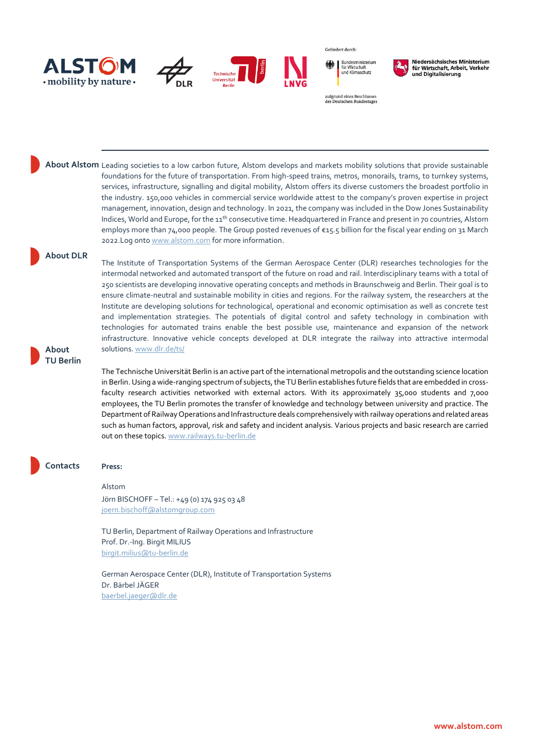Gefördert durch:

Bundesministerium für Wirtschaft und Klimaschutz

aufgrund eines Beschlusses des Deutschen Bundestages

Niedersächsisches Ministerium für Wirtschaft, Arbeit, Verkehr und Digitalisierung

## About Alstom

Leading societies to a low carbon future, Alstom develops and markets mobility solutions that provide sustainable foundations for the future of transportation. From high-speed trains, metros, monorails, trams, to turnkey systems, services, infrastructure, signalling and digital mobility, Alstom offers its diverse customers the broadest portfolio in the industry. 150,000 vehicles in commercial service worldwide attest to the company's proven expertise in project management, innovation, design and technology. In 2021, the company was included in the Dow Jones Sustainability Indices, World and Europe, for the 11th consecutive time. Headquartered in France and present in 70 countries, Alstom employs more than 74,000 people. The Group posted revenues of €15.5 billion for the fiscal year ending on 31 March 2022.Log onto www.alstom.com for more information.

## About DLR

The Institute of Transportation Systems of the German Aerospace Center (DLR) researches technologies for the intermodal networked and automated transport of the future on road and rail. Interdisciplinary teams with a total of 250 scientists are developing innovative operating concepts and methods in Braunschweig and Berlin. Their goal is to ensure climate-neutral and sustainable mobility in cities and regions. For the railway system, the researchers at the Institute are developing solutions for technological, operational and economic optimisation as well as concrete test and implementation strategies. The potentials of digital control and safety technology in combination with technologies for automated trains enable the best possible use, maintenance and expansion of the network infrastructure. Innovative vehicle concepts developed at DLR integrate the railway into attractive intermodal solutions. www.dlr.de/ts/

## About TU Berlin

The Technische Universität Berlin is an active part of the international metropolis and the outstanding science location in Berlin. Using a wide-ranging spectrum of subjects, the TU Berlin establishes future fields that are embedded in cross-faculty research activities networked with external actors. With its approximately 35,000 students and 7,000 employees, the TU Berlin promotes the transfer of knowledge and technology between university and practice. The Department of Railway Operations and Infrastructure deals comprehensively with railway operations and related areas such as human factors, approval, risk and safety and incident analysis. Various projects and basic research are carried out on these topics. www.railways.tu-berlin.de

## Contacts

**Press:**

Alstom
Jörn BISCHOFF – Tel.: +49 (0) 174 925 03 48
joern.bischoff@alstomgroup.com

TU Berlin, Department of Railway Operations and Infrastructure
Prof. Dr.-Ing. Birgit MILIUS
birgit.milius@tu-berlin.de

German Aerospace Center (DLR), Institute of Transportation Systems
Dr. Bärbel JÄGER
baerbel.jaeger@dlr.de